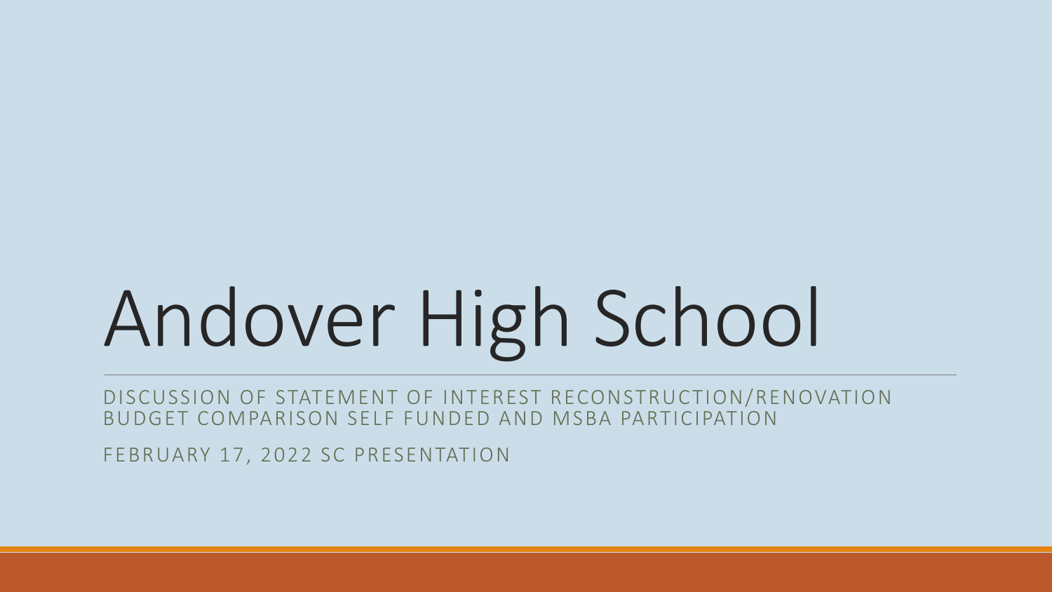# Andover High School

DISCUSSION OF STATEMENT OF INTEREST RECONSTRUCTION/RENOVATION BUDGET COMPARISON SELF FUNDED AND MSBA PARTICIPATION

FEBRUARY 17, 2022 SC PRESENTATION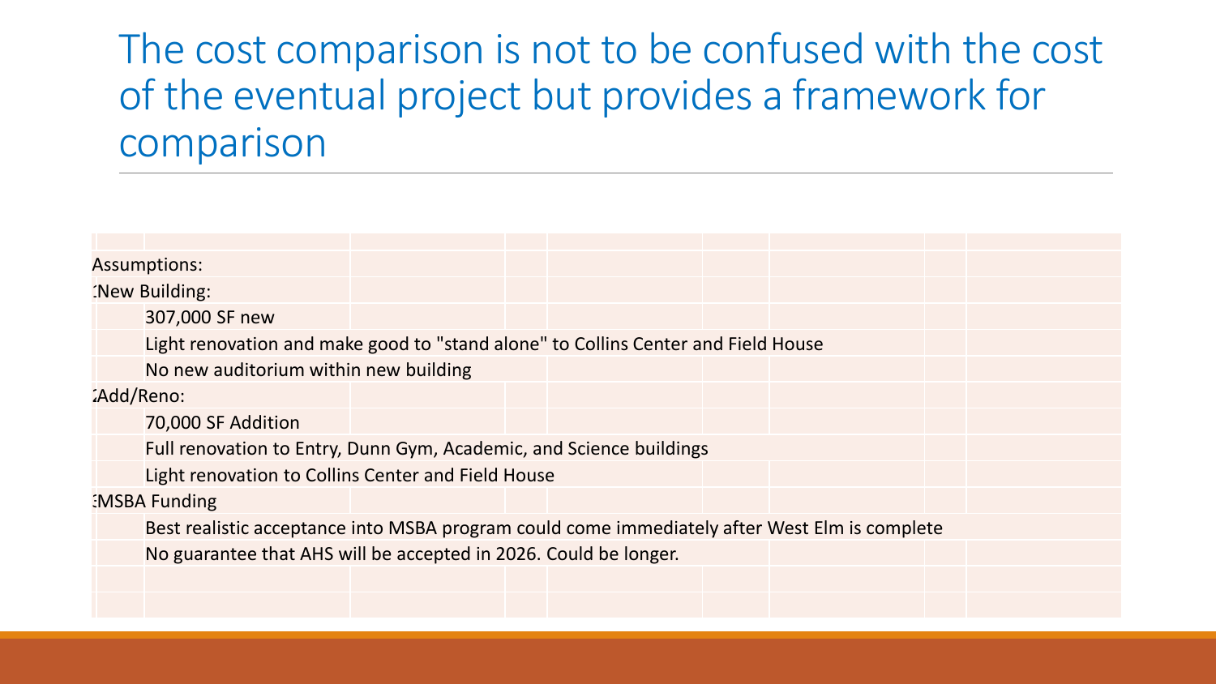# The cost comparison is not to be confused with the cost of the eventual project but provides a framework for comparison

Assumptions:

1. New Building:
   - 307,000 SF new
   - Light renovation and make good to "stand alone" to Collins Center and Field House
   - No new auditorium within new building
2. Add/Reno:
   - 70,000 SF Addition
   - Full renovation to Entry, Dunn Gym, Academic, and Science buildings
   - Light renovation to Collins Center and Field House
3. MSBA Funding
   - Best realistic acceptance into MSBA program could come immediately after West Elm is complete
   - No guarantee that AHS will be accepted in 2026. Could be longer.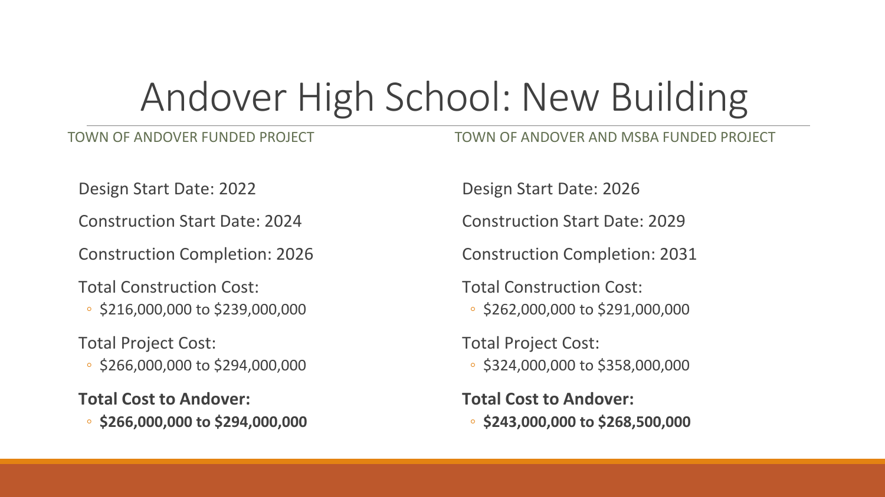# Andover High School: New Building

## TOWN OF ANDOVER FUNDED PROJECT

Design Start Date: 2022

Construction Start Date: 2024

Construction Completion: 2026

Total Construction Cost:

- $216,000,000 to $239,000,000

Total Project Cost:

- $266,000,000 to $294,000,000

**Total Cost to Andover:**

- **$266,000,000 to $294,000,000**

## TOWN OF ANDOVER AND MSBA FUNDED PROJECT

Design Start Date: 2026

Construction Start Date: 2029

Construction Completion: 2031

Total Construction Cost:

- $262,000,000 to $291,000,000

Total Project Cost:

- $324,000,000 to $358,000,000

**Total Cost to Andover:**

- **$243,000,000 to $268,500,000**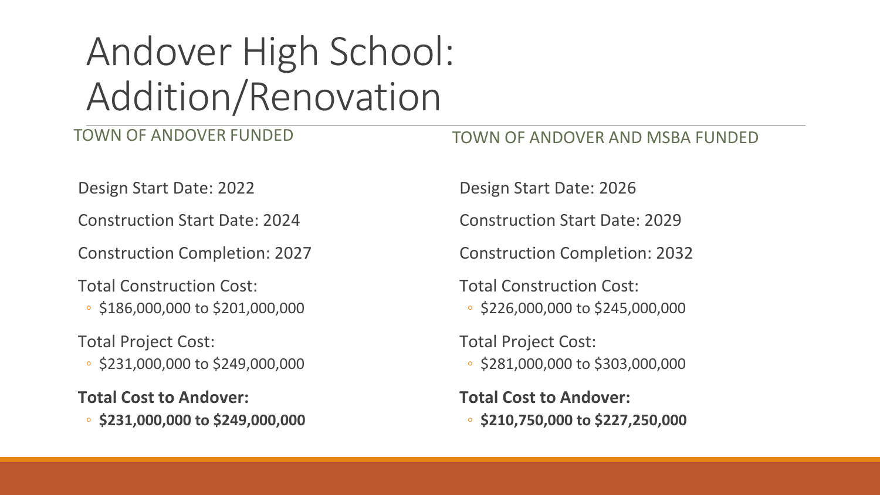# Andover High School: Addition/Renovation

## TOWN OF ANDOVER FUNDED

Design Start Date: 2022

Construction Start Date: 2024

Construction Completion: 2027

Total Construction Cost:
- $186,000,000 to $201,000,000

Total Project Cost:
- $231,000,000 to $249,000,000

**Total Cost to Andover:**
- **$231,000,000 to $249,000,000**

## TOWN OF ANDOVER AND MSBA FUNDED

Design Start Date: 2026

Construction Start Date: 2029

Construction Completion: 2032

Total Construction Cost:
- $226,000,000 to $245,000,000

Total Project Cost:
- $281,000,000 to $303,000,000

**Total Cost to Andover:**
- **$210,750,000 to $227,250,000**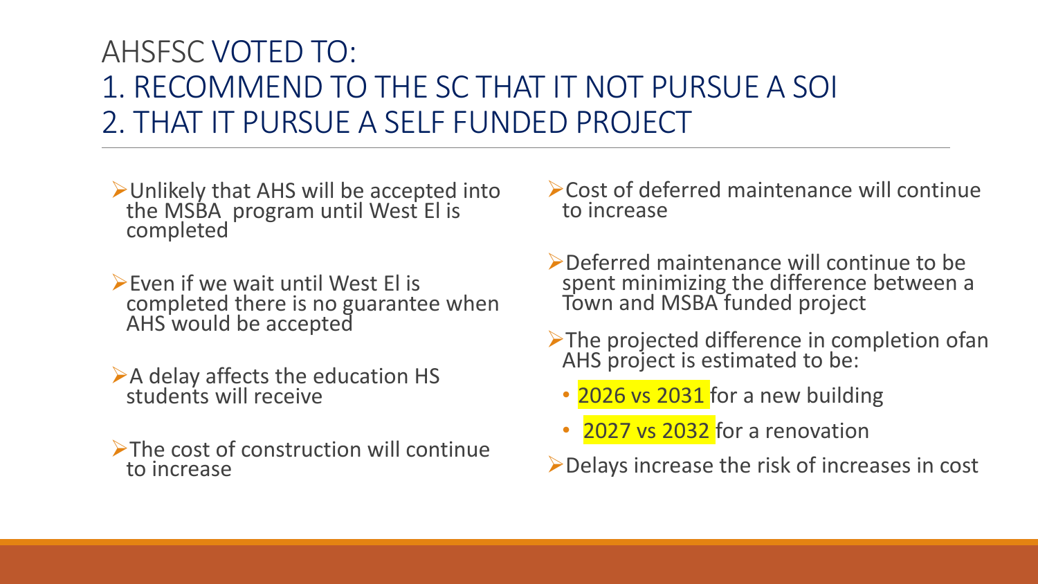# AHSFSC VOTED TO:
# 1. RECOMMEND TO THE SC THAT IT NOT PURSUE A SOI
# 2. THAT IT PURSUE A SELF FUNDED PROJECT

- Unlikely that AHS will be accepted into the MSBA program until West El is completed
- Even if we wait until West El is completed there is no guarantee when AHS would be accepted
- A delay affects the education HS students will receive
- The cost of construction will continue to increase
- Cost of deferred maintenance will continue to increase
- Deferred maintenance will continue to be spent minimizing the difference between a Town and MSBA funded project
- The projected difference in completion ofan AHS project is estimated to be:
  - 2026 vs 2031 for a new building
  - 2027 vs 2032 for a renovation
- Delays increase the risk of increases in cost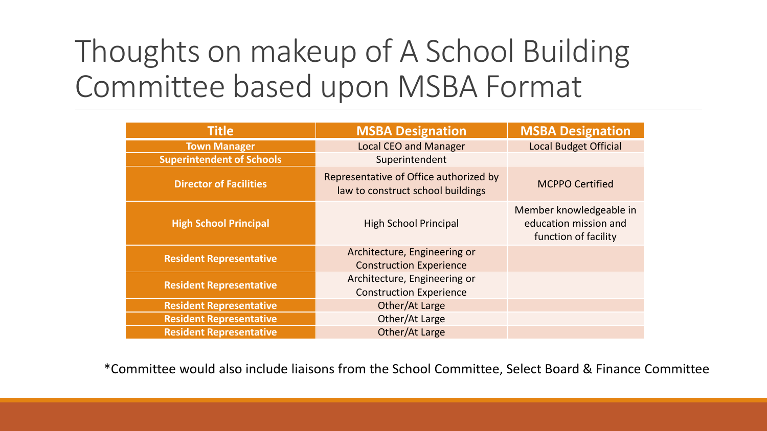# Thoughts on makeup of A School Building Committee based upon MSBA Format

| Title | MSBA Designation | MSBA Designation |
|---|---|---|
| **Town Manager** | Local CEO and Manager | Local Budget Official |
| **Superintendent of Schools** | Superintendent | |
| **Director of Facilities** | Representative of Office authorized by law to construct school buildings | MCPPO Certified |
| **High School Principal** | High School Principal | Member knowledgeable in education mission and function of facility |
| **Resident Representative** | Architecture, Engineering or Construction Experience | |
| **Resident Representative** | Architecture, Engineering or Construction Experience | |
| **Resident Representative** | Other/At Large | |
| **Resident Representative** | Other/At Large | |
| **Resident Representative** | Other/At Large | |

*Committee would also include liaisons from the School Committee, Select Board & Finance Committee